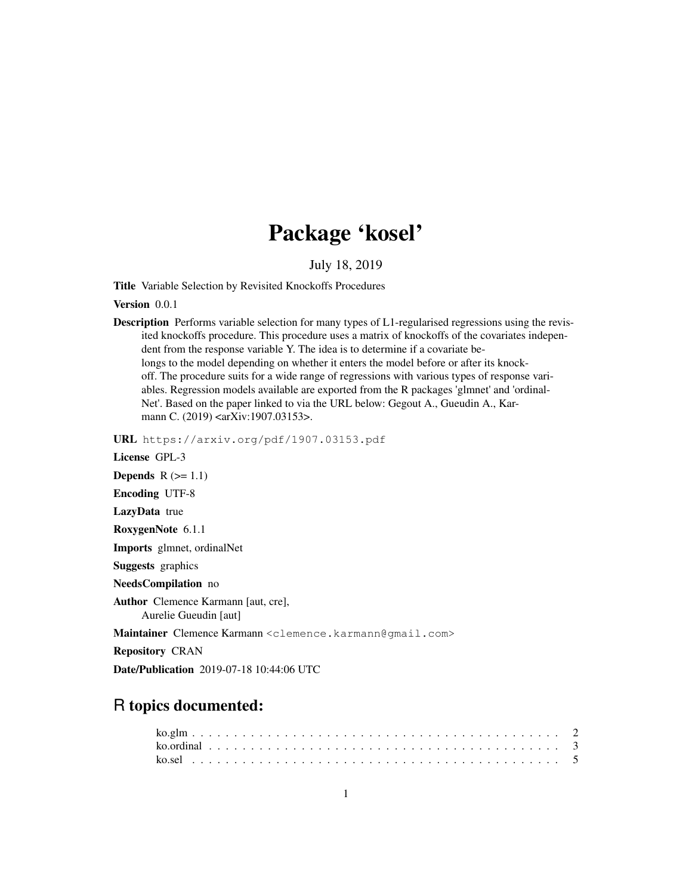# Package 'kosel'

July 18, 2019

**Title** Variable Selection by Revisited Knockoffs Procedures

**Version** 0.0.1

**Description** Performs variable selection for many types of L1-regularised regressions using the revisited knockoffs procedure. This procedure uses a matrix of knockoffs of the covariates independent from the response variable Y. The idea is to determine if a covariate belongs to the model depending on whether it enters the model before or after its knockoff. The procedure suits for a wide range of regressions with various types of response variables. Regression models available are exported from the R packages 'glmnet' and 'ordinalNet'. Based on the paper linked to via the URL below: Gegout A., Gueudin A., Karmann C. (2019) <arXiv:1907.03153>.

**URL** https://arxiv.org/pdf/1907.03153.pdf

**License** GPL-3

**Depends** R (>= 1.1)

**Encoding** UTF-8

**LazyData** true

**RoxygenNote** 6.1.1

**Imports** glmnet, ordinalNet

**Suggests** graphics

**NeedsCompilation** no

**Author** Clemence Karmann [aut, cre],
Aurelie Gueudin [aut]

**Maintainer** Clemence Karmann <clemence.karmann@gmail.com>

**Repository** CRAN

**Date/Publication** 2019-07-18 10:44:06 UTC

## R topics documented:

ko.glm . . . . . . . . . . . . . . . . . . . . . . . . . . . . . . . . . . . . . . . . . . . 2
ko.ordinal . . . . . . . . . . . . . . . . . . . . . . . . . . . . . . . . . . . . . . . . . 3
ko.sel . . . . . . . . . . . . . . . . . . . . . . . . . . . . . . . . . . . . . . . . . . . 5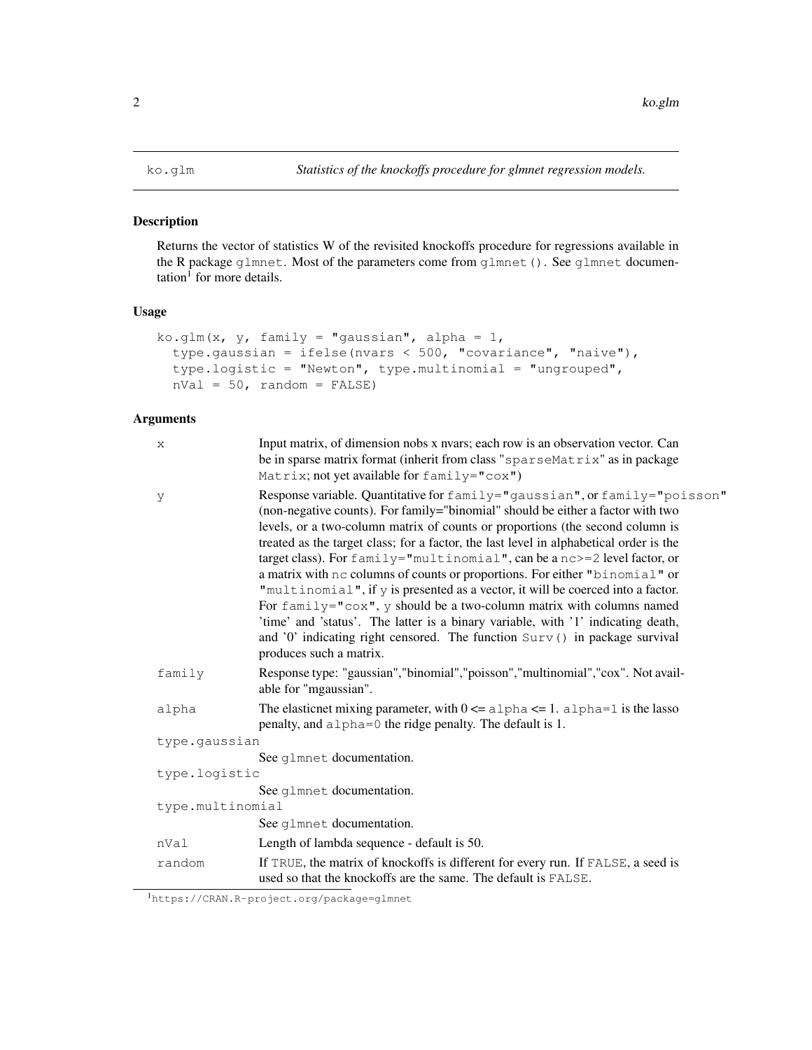ko.glm *Statistics of the knockoffs procedure for glmnet regression models.*

### Description

Returns the vector of statistics W of the revisited knockoffs procedure for regressions available in the R package `glmnet`. Most of the parameters come from `glmnet()`. See `glmnet` documentation[1] for more details.

### Usage

```
ko.glm(x, y, family = "gaussian", alpha = 1,
  type.gaussian = ifelse(nvars < 500, "covariance", "naive"),
  type.logistic = "Newton", type.multinomial = "ungrouped",
  nVal = 50, random = FALSE)
```

### Arguments

| Argument | Description |
|---|---|
| `x` | Input matrix, of dimension nobs x nvars; each row is an observation vector. Can be in sparse matrix format (inherit from class "`sparseMatrix`" as in package `Matrix`; not yet available for `family="cox"`) |
| `y` | Response variable. Quantitative for `family="gaussian"`, or `family="poisson"` (non-negative counts). For family="binomial" should be either a factor with two levels, or a two-column matrix of counts or proportions (the second column is treated as the target class; for a factor, the last level in alphabetical order is the target class). For `family="multinomial"`, can be a `nc>=2` level factor, or a matrix with `nc` columns of counts or proportions. For either "`binomial`" or "`multinomial`", if `y` is presented as a vector, it will be coerced into a factor. For `family="cox"`, `y` should be a two-column matrix with columns named 'time' and 'status'. The latter is a binary variable, with '1' indicating death, and '0' indicating right censored. The function `Surv()` in package survival produces such a matrix. |
| `family` | Response type: "gaussian","binomial","poisson","multinomial","cox". Not available for "mgaussian". |
| `alpha` | The elasticnet mixing parameter, with 0 <= `alpha` <= 1. `alpha=1` is the lasso penalty, and `alpha=0` the ridge penalty. The default is 1. |
| `type.gaussian` | See `glmnet` documentation. |
| `type.logistic` | See `glmnet` documentation. |
| `type.multinomial` | See `glmnet` documentation. |
| `nVal` | Length of lambda sequence - default is 50. |
| `random` | If `TRUE`, the matrix of knockoffs is different for every run. If `FALSE`, a seed is used so that the knockoffs are the same. The default is `FALSE`. |

[1] https://CRAN.R-project.org/package=glmnet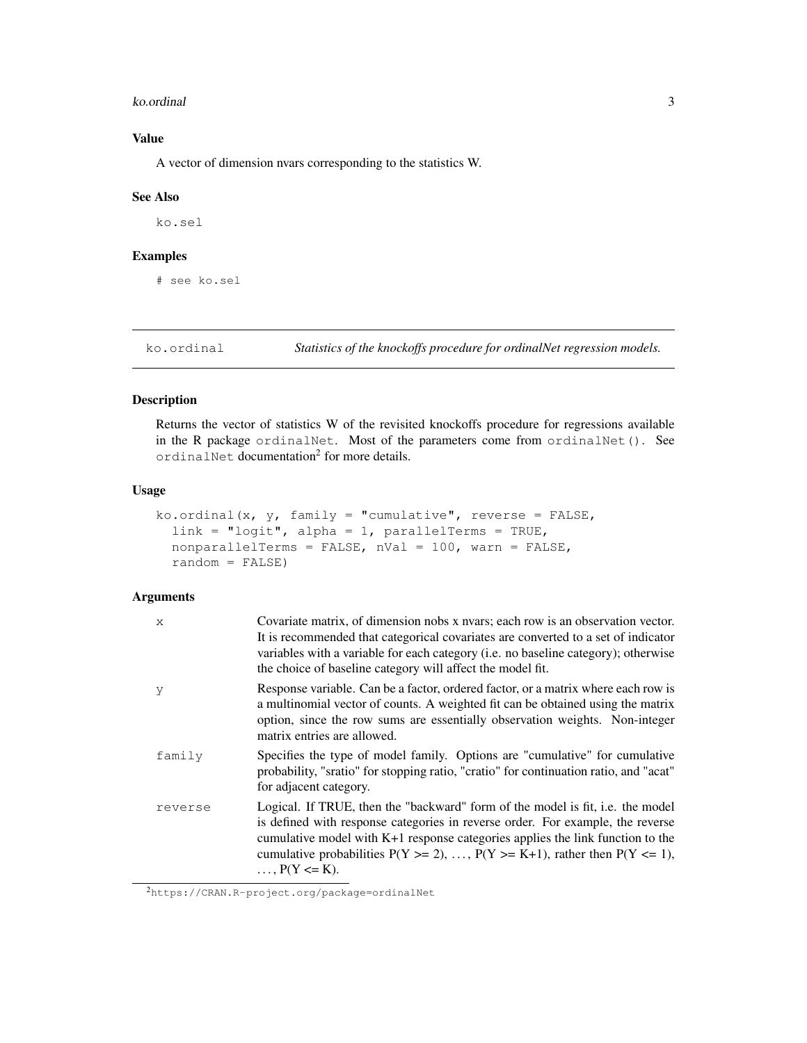### Value

A vector of dimension nvars corresponding to the statistics W.

### See Also

`ko.sel`

### Examples

```
# see ko.sel
```

---

## ko.ordinal — *Statistics of the knockoffs procedure for ordinalNet regression models.*

---

### Description

Returns the vector of statistics W of the revisited knockoffs procedure for regressions available in the R package `ordinalNet`. Most of the parameters come from `ordinalNet()`. See `ordinalNet` documentation[2] for more details.

### Usage

```
ko.ordinal(x, y, family = "cumulative", reverse = FALSE,
  link = "logit", alpha = 1, parallelTerms = TRUE,
  nonparallelTerms = FALSE, nVal = 100, warn = FALSE,
  random = FALSE)
```

### Arguments

| | |
|---|---|
| `x` | Covariate matrix, of dimension nobs x nvars; each row is an observation vector. It is recommended that categorical covariates are converted to a set of indicator variables with a variable for each category (i.e. no baseline category); otherwise the choice of baseline category will affect the model fit. |
| `y` | Response variable. Can be a factor, ordered factor, or a matrix where each row is a multinomial vector of counts. A weighted fit can be obtained using the matrix option, since the row sums are essentially observation weights. Non-integer matrix entries are allowed. |
| `family` | Specifies the type of model family. Options are "cumulative" for cumulative probability, "sratio" for stopping ratio, "cratio" for continuation ratio, and "acat" for adjacent category. |
| `reverse` | Logical. If TRUE, then the "backward" form of the model is fit, i.e. the model is defined with response categories in reverse order. For example, the reverse cumulative model with K+1 response categories applies the link function to the cumulative probabilities $P(Y >= 2), \ldots, P(Y >= K+1)$, rather then $P(Y <= 1), \ldots, P(Y <= K)$. |

[2] https://CRAN.R-project.org/package=ordinalNet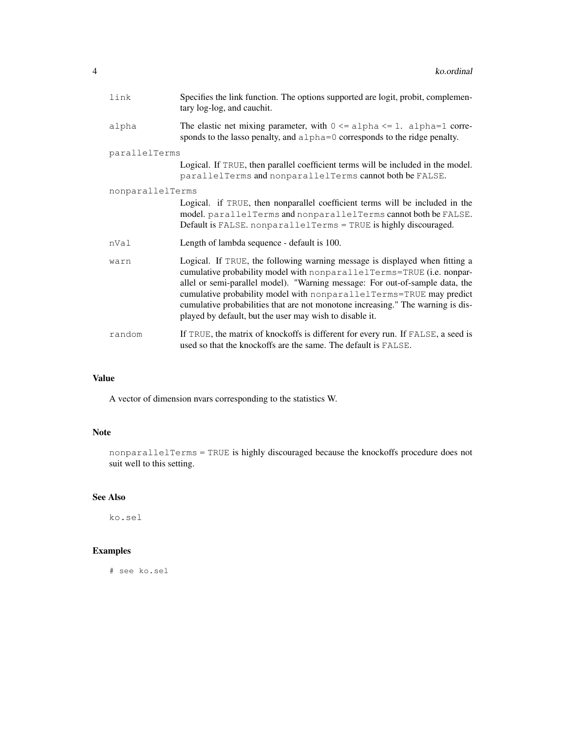| | |
|---|---|
| `link` | Specifies the link function. The options supported are logit, probit, complementary log-log, and cauchit. |
| `alpha` | The elastic net mixing parameter, with `0 <= alpha <= 1`. `alpha=1` corresponds to the lasso penalty, and `alpha=0` corresponds to the ridge penalty. |
| `parallelTerms` | Logical. If `TRUE`, then parallel coefficient terms will be included in the model. `parallelTerms` and `nonparallelTerms` cannot both be `FALSE`. |
| `nonparallelTerms` | Logical. if `TRUE`, then nonparallel coefficient terms will be included in the model. `parallelTerms` and `nonparallelTerms` cannot both be `FALSE`. Default is `FALSE`. `nonparallelTerms = TRUE` is highly discouraged. |
| `nVal` | Length of lambda sequence - default is 100. |
| `warn` | Logical. If `TRUE`, the following warning message is displayed when fitting a cumulative probability model with `nonparallelTerms=TRUE` (i.e. nonparallel or semi-parallel model). "Warning message: For out-of-sample data, the cumulative probability model with `nonparallelTerms=TRUE` may predict cumulative probabilities that are not monotone increasing." The warning is displayed by default, but the user may wish to disable it. |
| `random` | If `TRUE`, the matrix of knockoffs is different for every run. If `FALSE`, a seed is used so that the knockoffs are the same. The default is `FALSE`. |

## Value

A vector of dimension nvars corresponding to the statistics W.

## Note

`nonparallelTerms = TRUE` is highly discouraged because the knockoffs procedure does not suit well to this setting.

## See Also

`ko.sel`

## Examples

```
# see ko.sel
```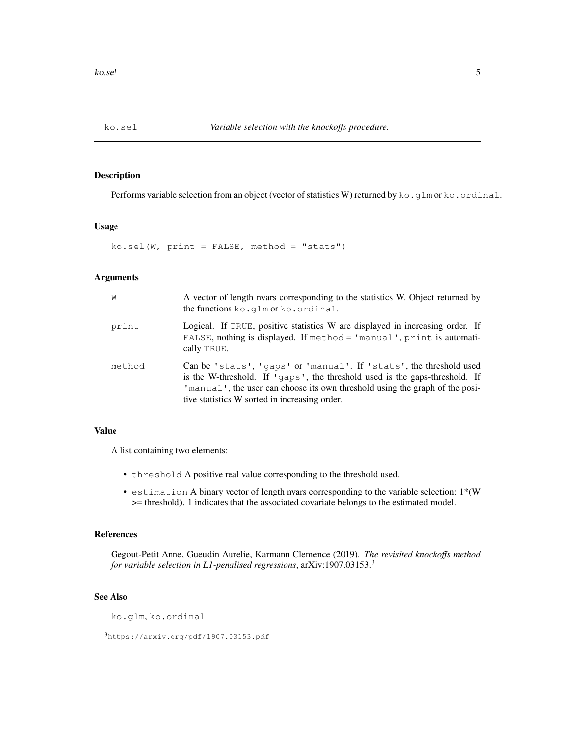## ko.sel — *Variable selection with the knockoffs procedure.*

### Description

Performs variable selection from an object (vector of statistics W) returned by `ko.glm` or `ko.ordinal`.

### Usage

```
ko.sel(W, print = FALSE, method = "stats")
```

### Arguments

| | |
|---|---|
| `W` | A vector of length nvars corresponding to the statistics W. Object returned by the functions `ko.glm` or `ko.ordinal`. |
| `print` | Logical. If `TRUE`, positive statistics W are displayed in increasing order. If `FALSE`, nothing is displayed. If `method = 'manual'`, `print` is automatically `TRUE`. |
| `method` | Can be `'stats'`, `'gaps'` or `'manual'`. If `'stats'`, the threshold used is the W-threshold. If `'gaps'`, the threshold used is the gaps-threshold. If `'manual'`, the user can choose its own threshold using the graph of the positive statistics W sorted in increasing order. |

### Value

A list containing two elements:

- `threshold` A positive real value corresponding to the threshold used.
- `estimation` A binary vector of length nvars corresponding to the variable selection: 1*(W >= threshold). 1 indicates that the associated covariate belongs to the estimated model.

### References

Gegout-Petit Anne, Gueudin Aurelie, Karmann Clemence (2019). *The revisited knockoffs method for variable selection in L1-penalised regressions*, arXiv:1907.03153.[3]

### See Also

`ko.glm`, `ko.ordinal`

[3] https://arxiv.org/pdf/1907.03153.pdf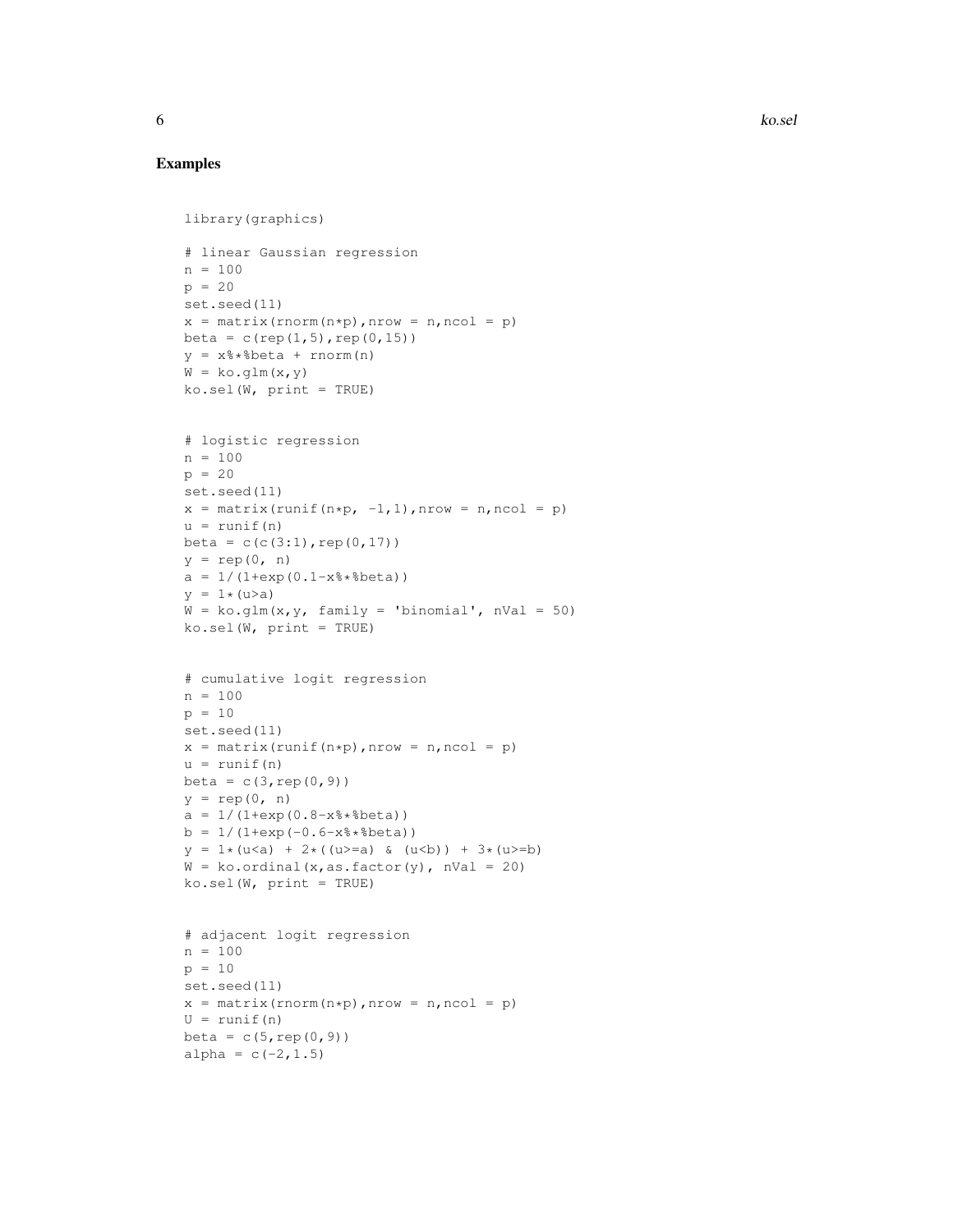## Examples

```
library(graphics)

# linear Gaussian regression
n = 100
p = 20
set.seed(11)
x = matrix(rnorm(n*p),nrow = n,ncol = p)
beta = c(rep(1,5),rep(0,15))
y = x%*%beta + rnorm(n)
W = ko.glm(x,y)
ko.sel(W, print = TRUE)


# logistic regression
n = 100
p = 20
set.seed(11)
x = matrix(runif(n*p, -1,1),nrow = n,ncol = p)
u = runif(n)
beta = c(c(3:1),rep(0,17))
y = rep(0, n)
a = 1/(1+exp(0.1-x%*%beta))
y = 1*(u>a)
W = ko.glm(x,y, family = 'binomial', nVal = 50)
ko.sel(W, print = TRUE)


# cumulative logit regression
n = 100
p = 10
set.seed(11)
x = matrix(runif(n*p),nrow = n,ncol = p)
u = runif(n)
beta = c(3,rep(0,9))
y = rep(0, n)
a = 1/(1+exp(0.8-x%*%beta))
b = 1/(1+exp(-0.6-x%*%beta))
y = 1*(u<a) + 2*((u>=a) & (u<b)) + 3*(u>=b)
W = ko.ordinal(x,as.factor(y), nVal = 20)
ko.sel(W, print = TRUE)


# adjacent logit regression
n = 100
p = 10
set.seed(11)
x = matrix(rnorm(n*p),nrow = n,ncol = p)
U = runif(n)
beta = c(5,rep(0,9))
alpha = c(-2,1.5)
```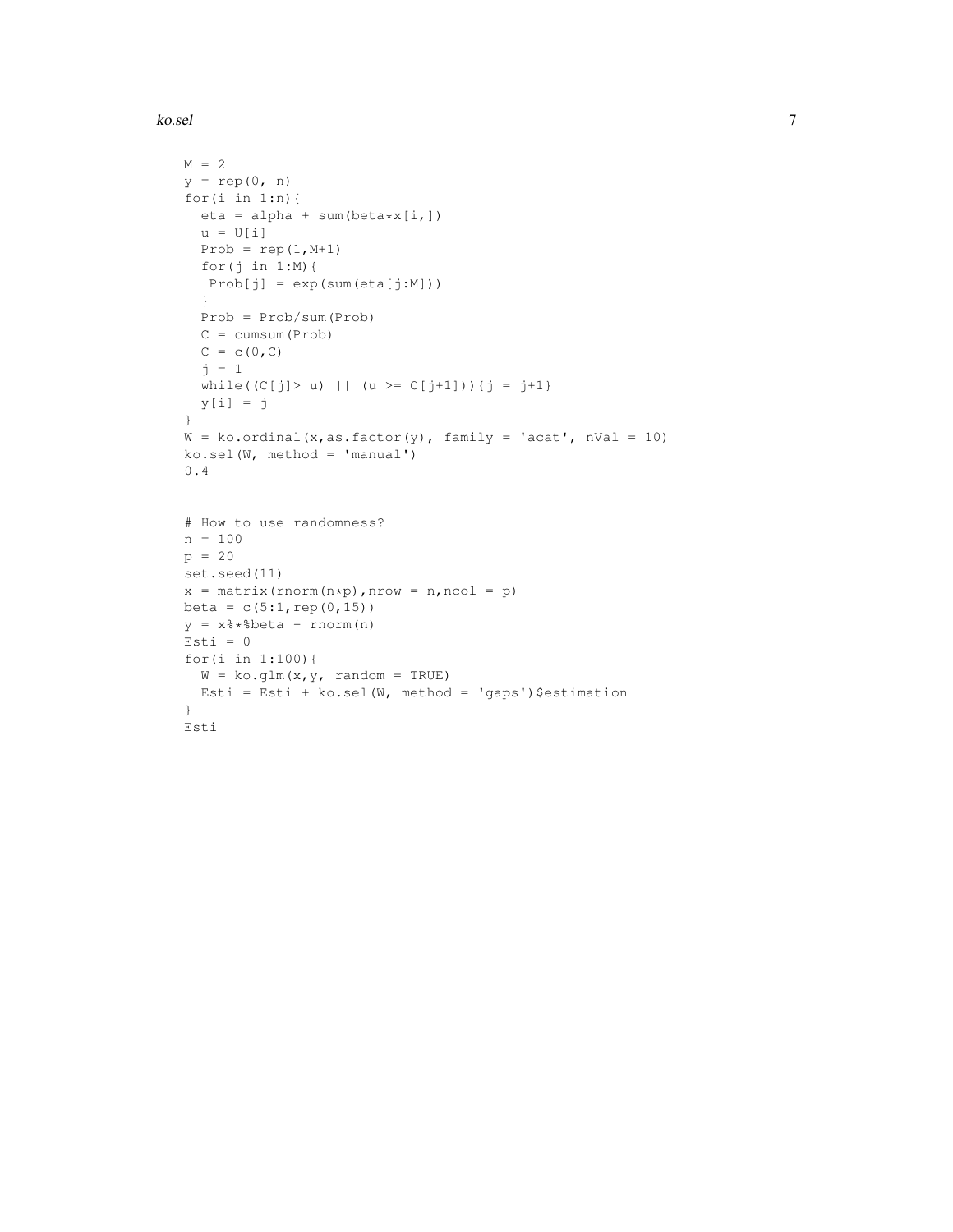```
M = 2
y = rep(0, n)
for(i in 1:n){
  eta = alpha + sum(beta*x[i,])
  u = U[i]
  Prob = rep(1,M+1)
  for(j in 1:M){
   Prob[j] = exp(sum(eta[j:M]))
  }
  Prob = Prob/sum(Prob)
  C = cumsum(Prob)
  C = c(0,C)
  j = 1
  while((C[j]> u) || (u >= C[j+1])){j = j+1}
  y[i] = j
}
W = ko.ordinal(x,as.factor(y), family = 'acat', nVal = 10)
ko.sel(W, method = 'manual')
0.4


# How to use randomness?
n = 100
p = 20
set.seed(11)
x = matrix(rnorm(n*p),nrow = n,ncol = p)
beta = c(5:1,rep(0,15))
y = x%*%beta + rnorm(n)
Esti = 0
for(i in 1:100){
  W = ko.glm(x,y, random = TRUE)
  Esti = Esti + ko.sel(W, method = 'gaps')$estimation
}
Esti
```